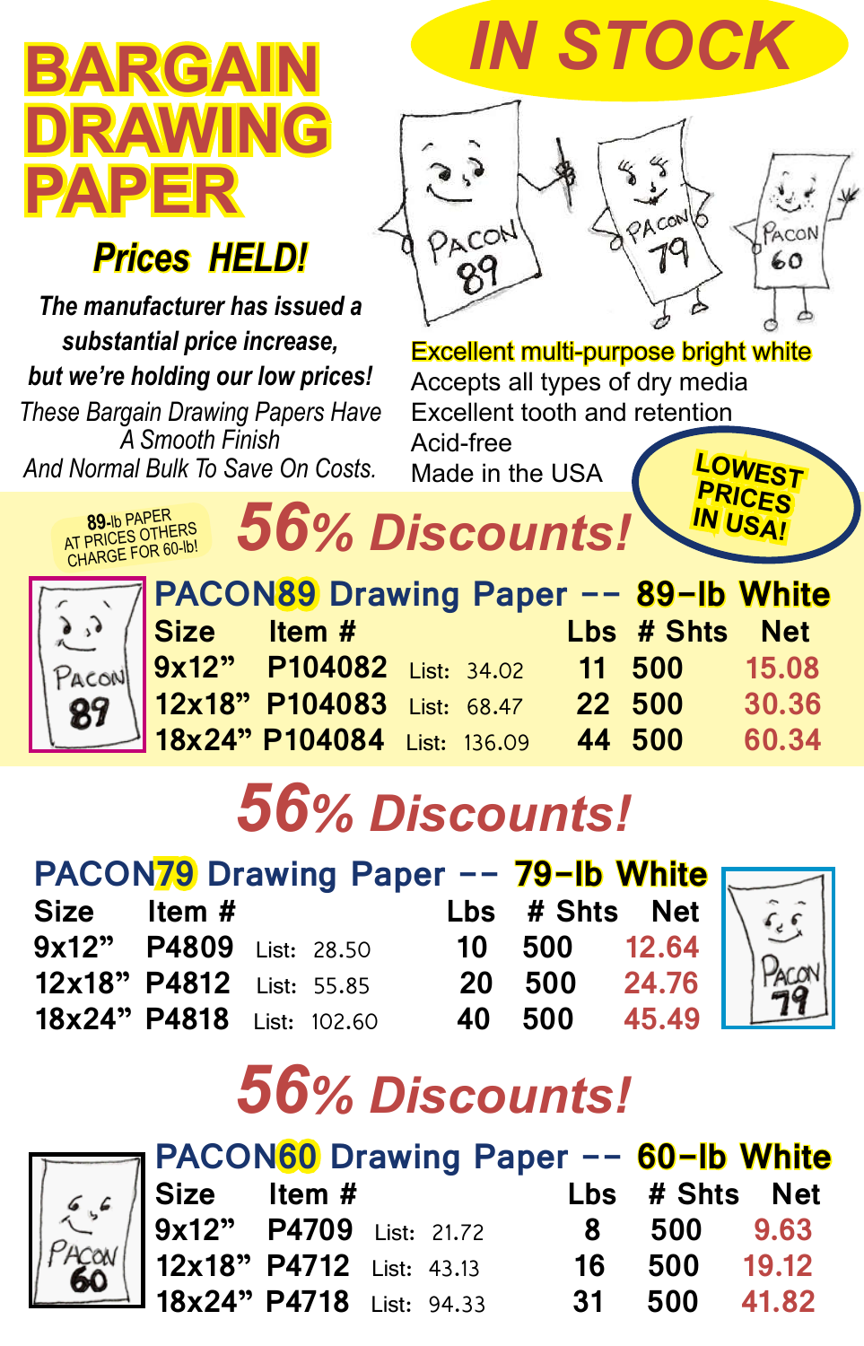# BARGAIN DRAWING PAPER

## IN STOCK

### *Prices HELD!*

***The manufacturer has issued a substantial price increase, but we're holding our low prices!***

*These Bargain Drawing Papers Have A Smooth Finish And Normal Bulk To Save On Costs.*

Excellent multi-purpose bright white
Accepts all types of dry media
Excellent tooth and retention
Acid-free
Made in the USA

**LOWEST PRICES IN USA!**

89-lb PAPER AT PRICES OTHERS CHARGE FOR 60-lb!

## 56% Discounts!

### PACON89 Drawing Paper -- 89-lb White

| Size | Item # | List | Lbs | # Shts | Net |
|---|---|---|---|---|---|
| 9x12" | P104082 | List: 34.02 | 11 | 500 | 15.08 |
| 12x18" | P104083 | List: 68.47 | 22 | 500 | 30.36 |
| 18x24" | P104084 | List: 136.09 | 44 | 500 | 60.34 |

## 56% Discounts!

### PACON79 Drawing Paper -- 79-lb White

| Size | Item # | List | Lbs | # Shts | Net |
|---|---|---|---|---|---|
| 9x12" | P4809 | List: 28.50 | 10 | 500 | 12.64 |
| 12x18" | P4812 | List: 55.85 | 20 | 500 | 24.76 |
| 18x24" | P4818 | List: 102.60 | 40 | 500 | 45.49 |

## 56% Discounts!

### PACON60 Drawing Paper -- 60-lb White

| Size | Item # | List | Lbs | # Shts | Net |
|---|---|---|---|---|---|
| 9x12" | P4709 | List: 21.72 | 8 | 500 | 9.63 |
| 12x18" | P4712 | List: 43.13 | 16 | 500 | 19.12 |
| 18x24" | P4718 | List: 94.33 | 31 | 500 | 41.82 |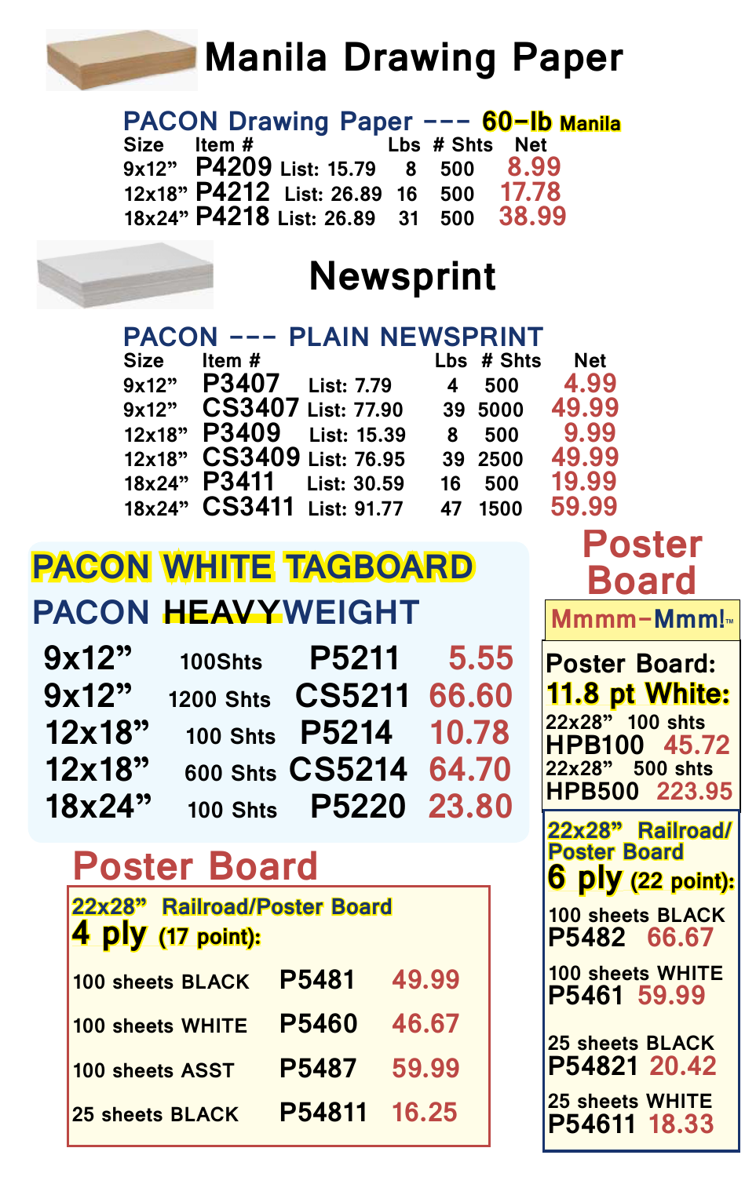# Manila Drawing Paper

## PACON Drawing Paper --- 60-lb Manila

| Size | Item # | List | Lbs | # Shts | Net |
|---|---|---|---|---|---|
| 9x12" | P4209 | List: 15.79 | 8 | 500 | 8.99 |
| 12x18" | P4212 | List: 26.89 | 16 | 500 | 17.78 |
| 18x24" | P4218 | List: 26.89 | 31 | 500 | 38.99 |

# Newsprint

## PACON --- PLAIN NEWSPRINT

| Size | Item # | List | Lbs | # Shts | Net |
|---|---|---|---|---|---|
| 9x12" | P3407 | List: 7.79 | 4 | 500 | 4.99 |
| 9x12" | CS3407 | List: 77.90 | 39 | 5000 | 49.99 |
| 12x18" | P3409 | List: 15.39 | 8 | 500 | 9.99 |
| 12x18" | CS3409 | List: 76.95 | 39 | 2500 | 49.99 |
| 18x24" | P3411 | List: 30.59 | 16 | 500 | 19.99 |
| 18x24" | CS3411 | List: 91.77 | 47 | 1500 | 59.99 |

# PACON WHITE TAGBOARD

## PACON HEAVYWEIGHT

| Size | Sheets | Item # | Price |
|---|---|---|---|
| 9x12" | 100Shts | P5211 | 5.55 |
| 9x12" | 1200 Shts | CS5211 | 66.60 |
| 12x18" | 100 Shts | P5214 | 10.78 |
| 12x18" | 600 Shts | CS5214 | 64.70 |
| 18x24" | 100 Shts | P5220 | 23.80 |

# Poster Board

**22x28" Railroad/Poster Board**
**4 ply (17 point):**

| Description | Item # | Price |
|---|---|---|
| 100 sheets BLACK | P5481 | 49.99 |
| 100 sheets WHITE | P5460 | 46.67 |
| 100 sheets ASST | P5487 | 59.99 |
| 25 sheets BLACK | P54811 | 16.25 |

# Poster Board

**Mmmm-Mmm!™**

**Poster Board:**
**11.8 pt White:**

22x28" 100 shts
HPB100 45.72

22x28" 500 shts
HPB500 223.95

**22x28" Railroad/ Poster Board**
**6 ply (22 point):**

100 sheets BLACK
P5482 66.67

100 sheets WHITE
P5461 59.99

25 sheets BLACK
P54821 20.42

25 sheets WHITE
P54611 18.33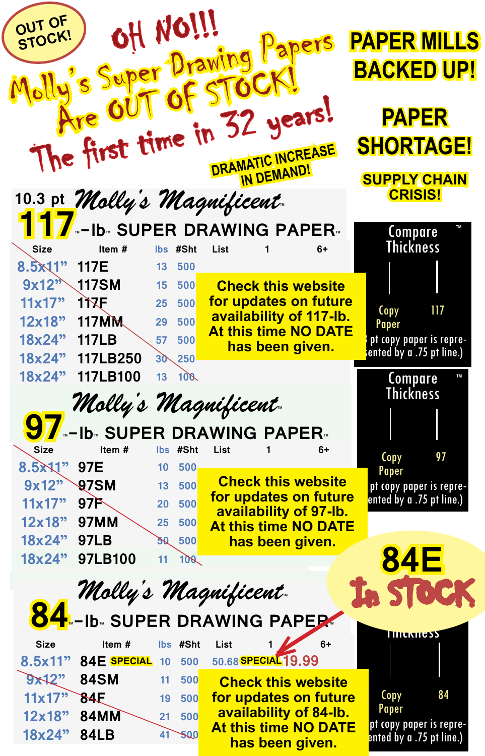OUT OF STOCK!

# OH NO!!! Molly's Super Drawing Papers Are OUT OF STOCK! The first time in 32 years!

DRAMATIC INCREASE IN DEMAND!

## PAPER MILLS BACKED UP!

## PAPER SHORTAGE!

SUPPLY CHAIN CRISIS!

10.3 pt *Molly's Magnificent*™

## 117™-lb™ SUPER DRAWING PAPER™

| Size | Item # | lbs | #Sht | List | 1 | 6+ |
|---|---|---|---|---|---|---|
| 8.5x11" | 117E | 13 | 500 | | | |
| 9x12" | 117SM | 15 | 500 | | | |
| 11x17" | 117F | 25 | 500 | | | |
| 12x18" | 117MM | 29 | 500 | | | |
| 18x24" | 117LB | 57 | 500 | | | |
| 18x24" | 117LB250 | 30 | 250 | | | |
| 18x24" | 117LB100 | 13 | 100 | | | |

Check this website for updates on future availability of 117-lb. At this time NO DATE has been given.

Compare Thickness™

Copy Paper | 117

pt copy paper is represented by a .75 pt line.)

*Molly's Magnificent*™

## 97™-lb™ SUPER DRAWING PAPER™

| Size | Item # | lbs | #Sht | List | 1 | 6+ |
|---|---|---|---|---|---|---|
| 8.5x11" | 97E | 10 | 500 | | | |
| 9x12" | 97SM | 13 | 500 | | | |
| 11x17" | 97F | 20 | 500 | | | |
| 12x18" | 97MM | 25 | 500 | | | |
| 18x24" | 97LB | 50 | 500 | | | |
| 18x24" | 97LB100 | 11 | 100 | | | |

Check this website for updates on future availability of 97-lb. At this time NO DATE has been given.

Compare Thickness™

Copy Paper | 97

pt copy paper is represented by a .75 pt line.)

*Molly's Magnificent*™

## 84™-lb™ SUPER DRAWING PAPER™

| Size | Item # | lbs | #Sht | List | 1 | 6+ |
|---|---|---|---|---|---|---|
| 8.5x11" | 84E SPECIAL | 10 | 500 | 50.68 | SPECIAL 19.99 | |
| 9x12" | 84SM | 11 | 500 | | | |
| 11x17" | 84F | 19 | 500 | | | |
| 12x18" | 84MM | 21 | 500 | | | |
| 18x24" | 84LB | 41 | 500 | | | |

Check this website for updates on future availability of 84-lb. At this time NO DATE has been given.

**84E In STOCK**

Thickness

Copy Paper | 84

pt copy paper is represented by a .75 pt line.)